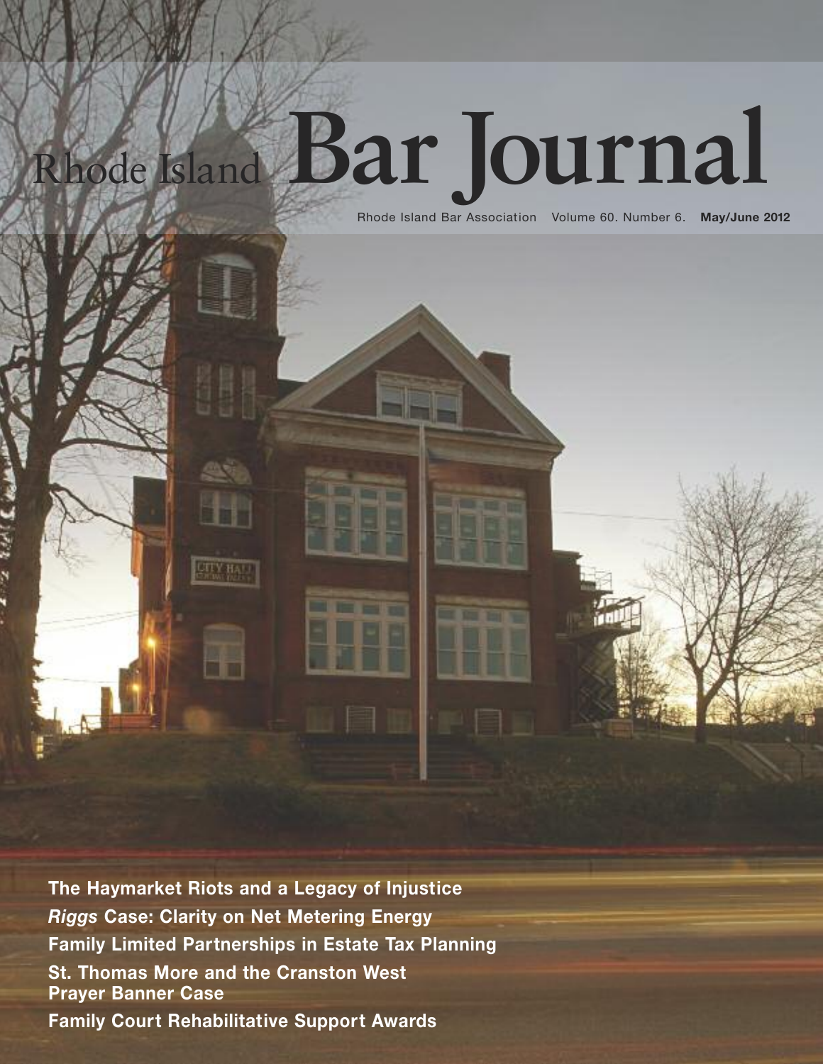# Rhode Island Bar Journal

Rhode Island Bar Association Volume 60. Number 6. **May/June 2012**

**The Haymarket Riots and a Legacy of Injustice**

***Riggs* Case: Clarity on Net Metering Energy**

**Family Limited Partnerships in Estate Tax Planning**

**St. Thomas More and the Cranston West Prayer Banner Case**

**Family Court Rehabilitative Support Awards**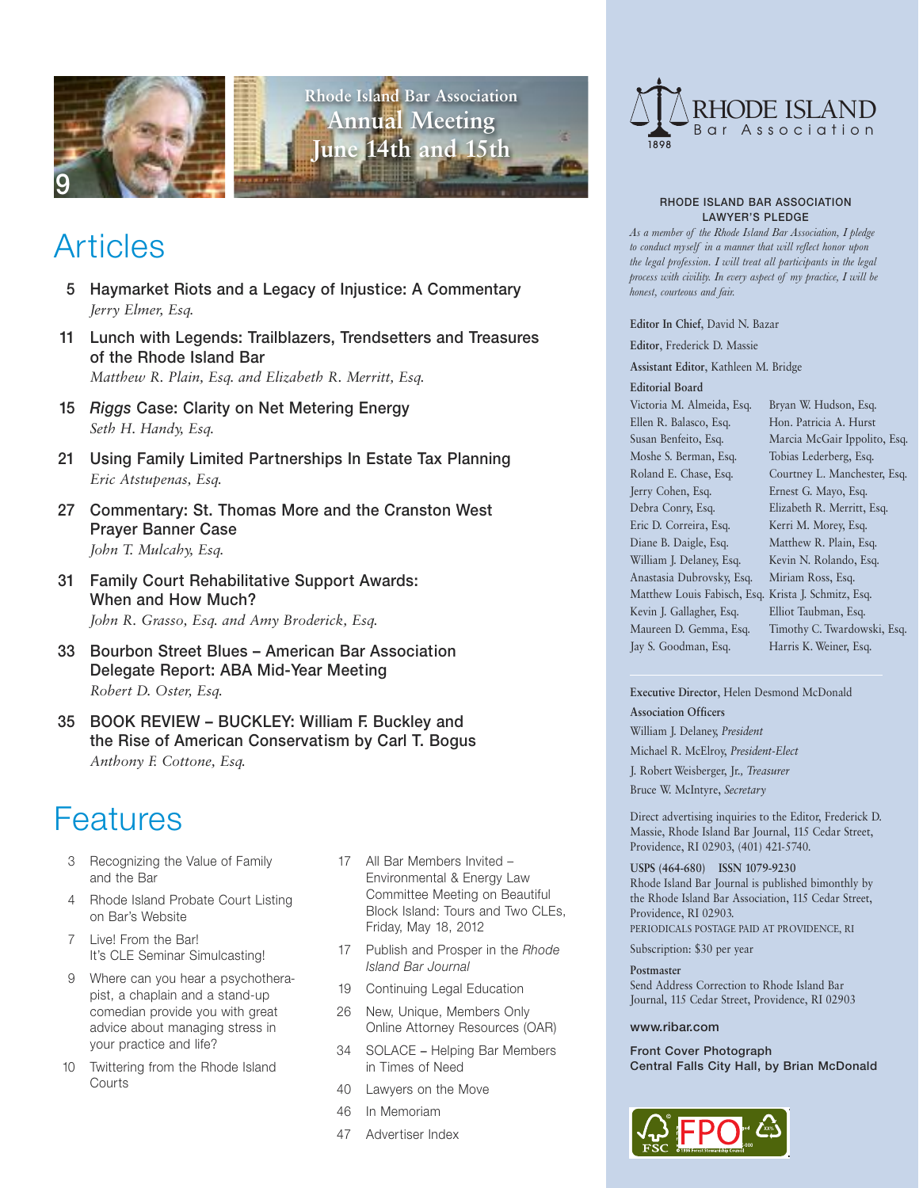Rhode Island Bar Association Annual Meeting June 14th and 15th

# Articles

5 **Haymarket Riots and a Legacy of Injustice: A Commentary**
*Jerry Elmer, Esq.*

11 **Lunch with Legends: Trailblazers, Trendsetters and Treasures of the Rhode Island Bar**
*Matthew R. Plain, Esq. and Elizabeth R. Merritt, Esq.*

15 ***Riggs* Case: Clarity on Net Metering Energy**
*Seth H. Handy, Esq.*

21 **Using Family Limited Partnerships In Estate Tax Planning**
*Eric Atstupenas, Esq.*

27 **Commentary: St. Thomas More and the Cranston West Prayer Banner Case**
*John T. Mulcahy, Esq.*

31 **Family Court Rehabilitative Support Awards: When and How Much?**
*John R. Grasso, Esq. and Amy Broderick, Esq.*

33 **Bourbon Street Blues – American Bar Association Delegate Report: ABA Mid-Year Meeting**
*Robert D. Oster, Esq.*

35 **BOOK REVIEW – BUCKLEY: William F. Buckley and the Rise of American Conservatism by Carl T. Bogus**
*Anthony F. Cottone, Esq.*

# Features

3 Recognizing the Value of Family and the Bar

4 Rhode Island Probate Court Listing on Bar's Website

7 Live! From the Bar! It's CLE Seminar Simulcasting!

9 Where can you hear a psychotherapist, a chaplain and a stand-up comedian provide you with great advice about managing stress in your practice and life?

10 Twittering from the Rhode Island Courts

17 All Bar Members Invited – Environmental & Energy Law Committee Meeting on Beautiful Block Island: Tours and Two CLEs, Friday, May 18, 2012

17 Publish and Prosper in the *Rhode Island Bar Journal*

19 Continuing Legal Education

26 New, Unique, Members Only Online Attorney Resources (OAR)

34 SOLACE – Helping Bar Members in Times of Need

40 Lawyers on the Move

46 In Memoriam

47 Advertiser Index

RHODE ISLAND Bar Association 1898

**RHODE ISLAND BAR ASSOCIATION LAWYER'S PLEDGE**

*As a member of the Rhode Island Bar Association, I pledge to conduct myself in a manner that will reflect honor upon the legal profession. I will treat all participants in the legal process with civility. In every aspect of my practice, I will be honest, courteous and fair.*

**Editor In Chief**, David N. Bazar

**Editor**, Frederick D. Massie

**Assistant Editor**, Kathleen M. Bridge

**Editorial Board**

Victoria M. Almeida, Esq.
Ellen R. Balasco, Esq.
Susan Benfeito, Esq.
Moshe S. Berman, Esq.
Roland E. Chase, Esq.
Jerry Cohen, Esq.
Debra Conry, Esq.
Eric D. Correira, Esq.
Diane B. Daigle, Esq.
William J. Delaney, Esq.
Anastasia Dubrovsky, Esq.
Matthew Louis Fabisch, Esq.
Kevin J. Gallagher, Esq.
Maureen D. Gemma, Esq.
Jay S. Goodman, Esq.
Bryan W. Hudson, Esq.
Hon. Patricia A. Hurst
Marcia McGair Ippolito, Esq.
Tobias Lederberg, Esq.
Courtney L. Manchester, Esq.
Ernest G. Mayo, Esq.
Elizabeth R. Merritt, Esq.
Kerri M. Morey, Esq.
Matthew R. Plain, Esq.
Kevin N. Rolando, Esq.
Miriam Ross, Esq.
Krista J. Schmitz, Esq.
Elliot Taubman, Esq.
Timothy C. Twardowski, Esq.
Harris K. Weiner, Esq.

**Executive Director**, Helen Desmond McDonald

**Association Officers**

William J. Delaney, *President*
Michael R. McElroy, *President-Elect*
J. Robert Weisberger, Jr., *Treasurer*
Bruce W. McIntyre, *Secretary*

Direct advertising inquiries to the Editor, Frederick D. Massie, Rhode Island Bar Journal, 115 Cedar Street, Providence, RI 02903, (401) 421-5740.

**USPS (464-680) ISSN 1079-9230**
Rhode Island Bar Journal is published bimonthly by the Rhode Island Bar Association, 115 Cedar Street, Providence, RI 02903.
PERIODICALS POSTAGE PAID AT PROVIDENCE, RI

Subscription: $30 per year

**Postmaster**
Send Address Correction to Rhode Island Bar Journal, 115 Cedar Street, Providence, RI 02903

**www.ribar.com**

**Front Cover Photograph**
**Central Falls City Hall, by Brian McDonald**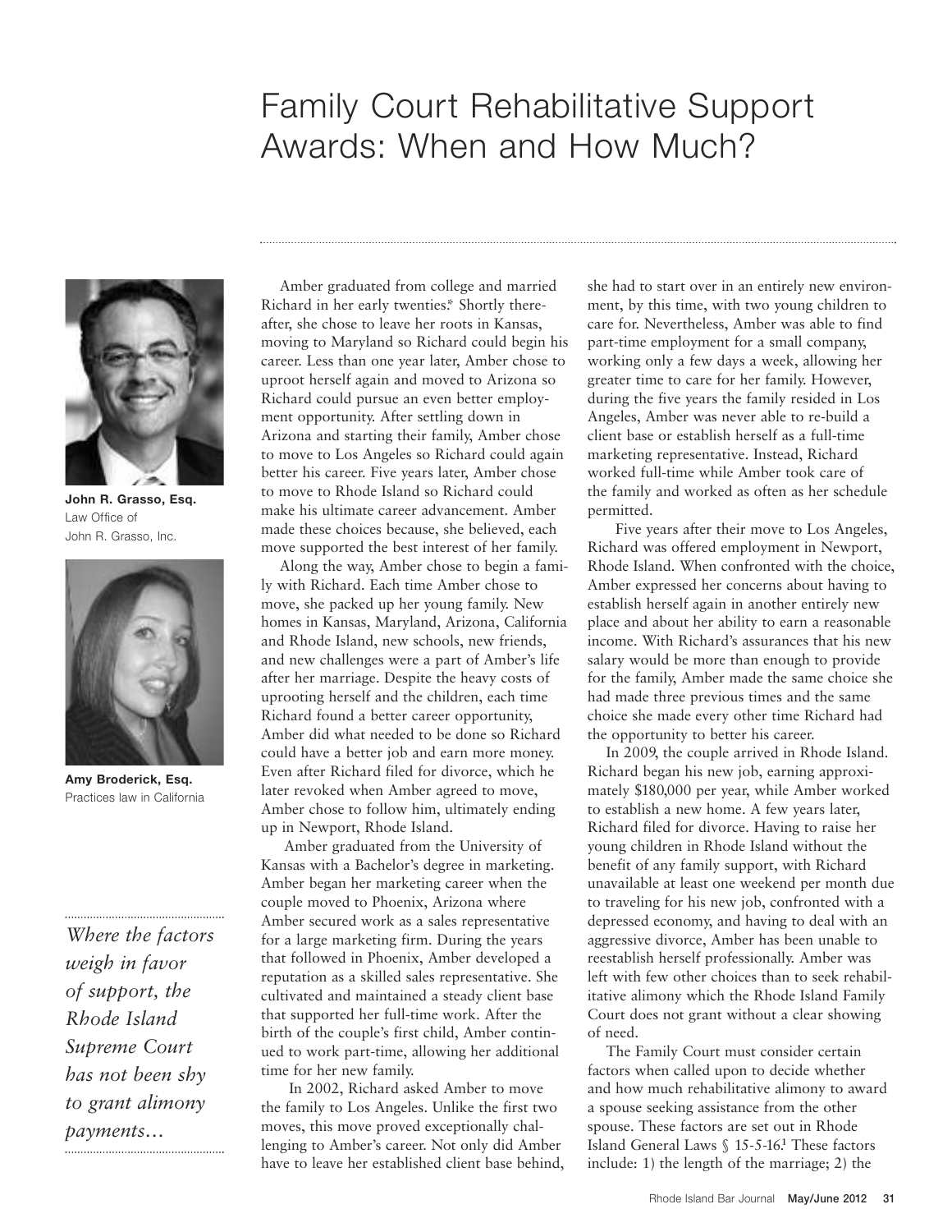# Family Court Rehabilitative Support Awards: When and How Much?

**John R. Grasso, Esq.**
Law Office of
John R. Grasso, Inc.

**Amy Broderick, Esq.**
Practices law in California

*Where the factors weigh in favor of support, the Rhode Island Supreme Court has not been shy to grant alimony payments…*

Amber graduated from college and married Richard in her early twenties.[*] Shortly thereafter, she chose to leave her roots in Kansas, moving to Maryland so Richard could begin his career. Less than one year later, Amber chose to uproot herself again and moved to Arizona so Richard could pursue an even better employment opportunity. After settling down in Arizona and starting their family, Amber chose to move to Los Angeles so Richard could again better his career. Five years later, Amber chose to move to Rhode Island so Richard could make his ultimate career advancement. Amber made these choices because, she believed, each move supported the best interest of her family.

Along the way, Amber chose to begin a family with Richard. Each time Amber chose to move, she packed up her young family. New homes in Kansas, Maryland, Arizona, California and Rhode Island, new schools, new friends, and new challenges were a part of Amber's life after her marriage. Despite the heavy costs of uprooting herself and the children, each time Richard found a better career opportunity, Amber did what needed to be done so Richard could have a better job and earn more money. Even after Richard filed for divorce, which he later revoked when Amber agreed to move, Amber chose to follow him, ultimately ending up in Newport, Rhode Island.

Amber graduated from the University of Kansas with a Bachelor's degree in marketing. Amber began her marketing career when the couple moved to Phoenix, Arizona where Amber secured work as a sales representative for a large marketing firm. During the years that followed in Phoenix, Amber developed a reputation as a skilled sales representative. She cultivated and maintained a steady client base that supported her full-time work. After the birth of the couple's first child, Amber continued to work part-time, allowing her additional time for her new family.

In 2002, Richard asked Amber to move the family to Los Angeles. Unlike the first two moves, this move proved exceptionally challenging to Amber's career. Not only did Amber have to leave her established client base behind, she had to start over in an entirely new environment, by this time, with two young children to care for. Nevertheless, Amber was able to find part-time employment for a small company, working only a few days a week, allowing her greater time to care for her family. However, during the five years the family resided in Los Angeles, Amber was never able to re-build a client base or establish herself as a full-time marketing representative. Instead, Richard worked full-time while Amber took care of the family and worked as often as her schedule permitted.

Five years after their move to Los Angeles, Richard was offered employment in Newport, Rhode Island. When confronted with the choice, Amber expressed her concerns about having to establish herself again in another entirely new place and about her ability to earn a reasonable income. With Richard's assurances that his new salary would be more than enough to provide for the family, Amber made the same choice she had made three previous times and the same choice she made every other time Richard had the opportunity to better his career.

In 2009, the couple arrived in Rhode Island. Richard began his new job, earning approximately $180,000 per year, while Amber worked to establish a new home. A few years later, Richard filed for divorce. Having to raise her young children in Rhode Island without the benefit of any family support, with Richard unavailable at least one weekend per month due to traveling for his new job, confronted with a depressed economy, and having to deal with an aggressive divorce, Amber has been unable to reestablish herself professionally. Amber was left with few other choices than to seek rehabilitative alimony which the Rhode Island Family Court does not grant without a clear showing of need.

The Family Court must consider certain factors when called upon to decide whether and how much rehabilitative alimony to award a spouse seeking assistance from the other spouse. These factors are set out in Rhode Island General Laws § 15-5-16.[1] These factors include: 1) the length of the marriage; 2) the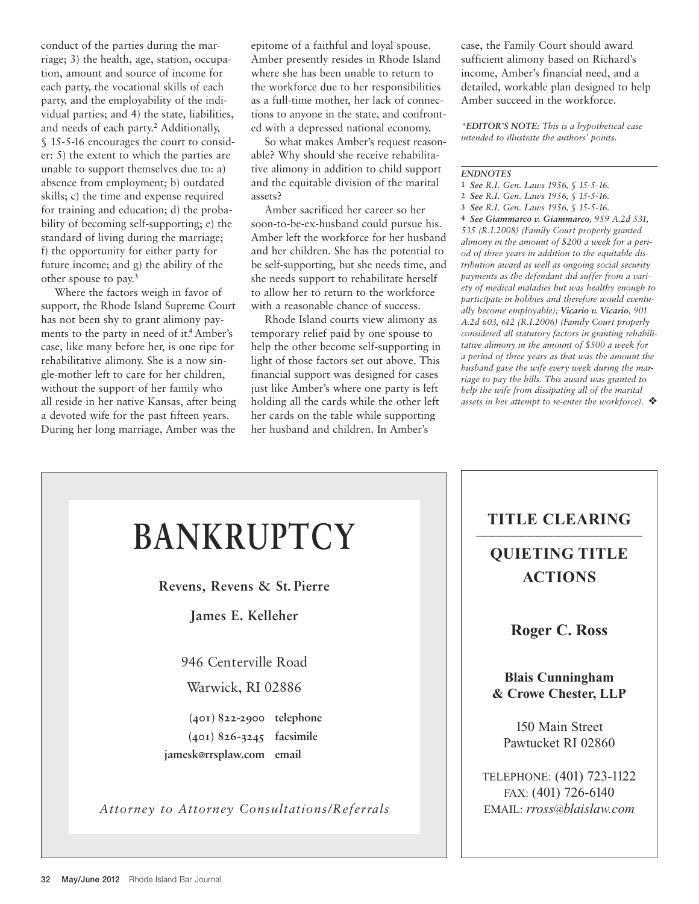conduct of the parties during the marriage; 3) the health, age, station, occupation, amount and source of income for each party, the vocational skills of each party, and the employability of the individual parties; and 4) the state, liabilities, and needs of each party.[2] Additionally, § 15-5-16 encourages the court to consider: 5) the extent to which the parties are unable to support themselves due to: a) absence from employment; b) outdated skills; c) the time and expense required for training and education; d) the probability of becoming self-supporting; e) the standard of living during the marriage; f) the opportunity for either party for future income; and g) the ability of the other spouse to pay.[3]

Where the factors weigh in favor of support, the Rhode Island Supreme Court has not been shy to grant alimony payments to the party in need of it.[4] Amber's case, like many before her, is one ripe for rehabilitative alimony. She is a now single-mother left to care for her children, without the support of her family who all reside in her native Kansas, after being a devoted wife for the past fifteen years. During her long marriage, Amber was the epitome of a faithful and loyal spouse. Amber presently resides in Rhode Island where she has been unable to return to the workforce due to her responsibilities as a full-time mother, her lack of connections to anyone in the state, and confronted with a depressed national economy.

So what makes Amber's request reasonable? Why should she receive rehabilitative alimony in addition to child support and the equitable division of the marital assets?

Amber sacrificed her career so her soon-to-be-ex-husband could pursue his. Amber left the workforce for her husband and her children. She has the potential to be self-supporting, but she needs time, and she needs support to rehabilitate herself to allow her to return to the workforce with a reasonable chance of success.

Rhode Island courts view alimony as temporary relief paid by one spouse to help the other become self-supporting in light of those factors set out above. This financial support was designed for cases just like Amber's where one party is left holding all the cards while the other left her cards on the table while supporting her husband and children. In Amber's case, the Family Court should award sufficient alimony based on Richard's income, Amber's financial need, and a detailed, workable plan designed to help Amber succeed in the workforce.

*\*EDITOR'S NOTE: This is a hypothetical case intended to illustrate the authors' points.*

***ENDNOTES***

1 ***See*** *R.I. Gen. Laws 1956, § 15-5-16.*
2 ***See*** *R.I. Gen. Laws 1956, § 15-5-16.*
3 ***See*** *R.I. Gen. Laws 1956, § 15-5-16.*
4 ***See Giammarco v. Giammarco****, 959 A.2d 531, 535 (R.I.2008) (Family Court properly granted alimony in the amount of $200 a week for a period of three years in addition to the equitable distribution award as well as ongoing social security payments as the defendant did suffer from a variety of medical maladies but was healthy enough to participate in hobbies and therefore would eventually become employable);* ***Vicario v. Vicario****, 901 A.2d 603, 612 (R.I.2006) (Family Court properly considered all statutory factors in granting rehabilitative alimony in the amount of $500 a week for a period of three years as that was the amount the husband gave the wife every week during the marriage to pay the bills. This award was granted to help the wife from dissipating all of the marital assets in her attempt to re-enter the workforce).* ❖

# BANKRUPTCY

**Revens, Revens & St. Pierre**

**James E. Kelleher**

946 Centerville Road
Warwick, RI 02886

(401) 822-2900 **telephone**
(401) 826-3245 **facsimile**
jamesk@rrsplaw.com **email**

*Attorney to Attorney Consultations/Referrals*

## TITLE CLEARING

## QUIETING TITLE ACTIONS

**Roger C. Ross**

**Blais Cunningham & Crowe Chester, LLP**

150 Main Street
Pawtucket RI 02860

TELEPHONE: (401) 723-1122
FAX: (401) 726-6140
EMAIL: *rross@blaislaw.com*